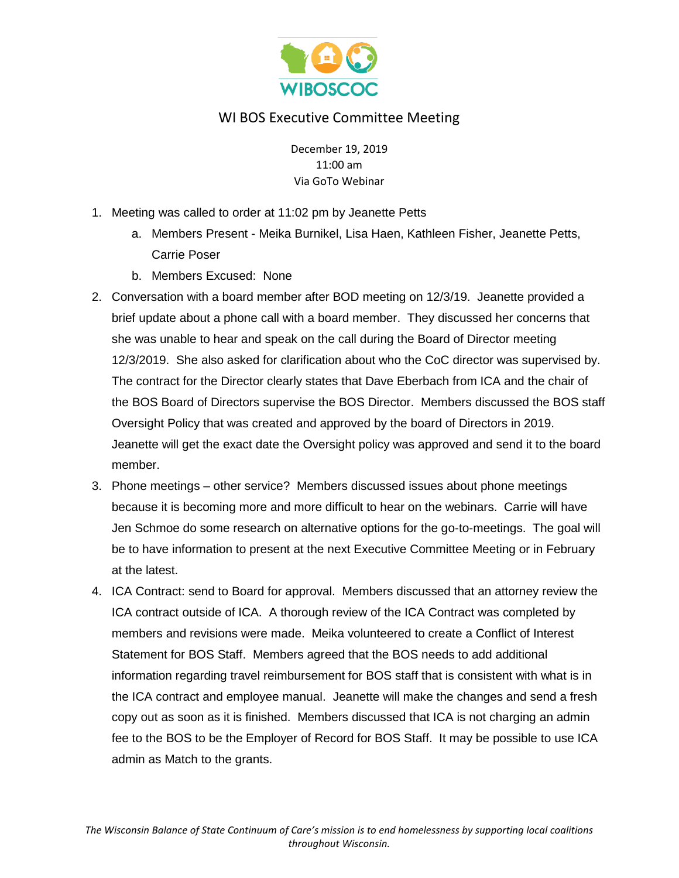WIBOSCOC

# WI BOS Executive Committee Meeting

December 19, 2019
11:00 am
Via GoTo Webinar

1. Meeting was called to order at 11:02 pm by Jeanette Petts
   a. Members Present - Meika Burnikel, Lisa Haen, Kathleen Fisher, Jeanette Petts, Carrie Poser
   b. Members Excused: None
2. Conversation with a board member after BOD meeting on 12/3/19. Jeanette provided a brief update about a phone call with a board member. They discussed her concerns that she was unable to hear and speak on the call during the Board of Director meeting 12/3/2019. She also asked for clarification about who the CoC director was supervised by. The contract for the Director clearly states that Dave Eberbach from ICA and the chair of the BOS Board of Directors supervise the BOS Director. Members discussed the BOS staff Oversight Policy that was created and approved by the board of Directors in 2019. Jeanette will get the exact date the Oversight policy was approved and send it to the board member.
3. Phone meetings – other service? Members discussed issues about phone meetings because it is becoming more and more difficult to hear on the webinars. Carrie will have Jen Schmoe do some research on alternative options for the go-to-meetings. The goal will be to have information to present at the next Executive Committee Meeting or in February at the latest.
4. ICA Contract: send to Board for approval. Members discussed that an attorney review the ICA contract outside of ICA. A thorough review of the ICA Contract was completed by members and revisions were made. Meika volunteered to create a Conflict of Interest Statement for BOS Staff. Members agreed that the BOS needs to add additional information regarding travel reimbursement for BOS staff that is consistent with what is in the ICA contract and employee manual. Jeanette will make the changes and send a fresh copy out as soon as it is finished. Members discussed that ICA is not charging an admin fee to the BOS to be the Employer of Record for BOS Staff. It may be possible to use ICA admin as Match to the grants.

*The Wisconsin Balance of State Continuum of Care's mission is to end homelessness by supporting local coalitions throughout Wisconsin.*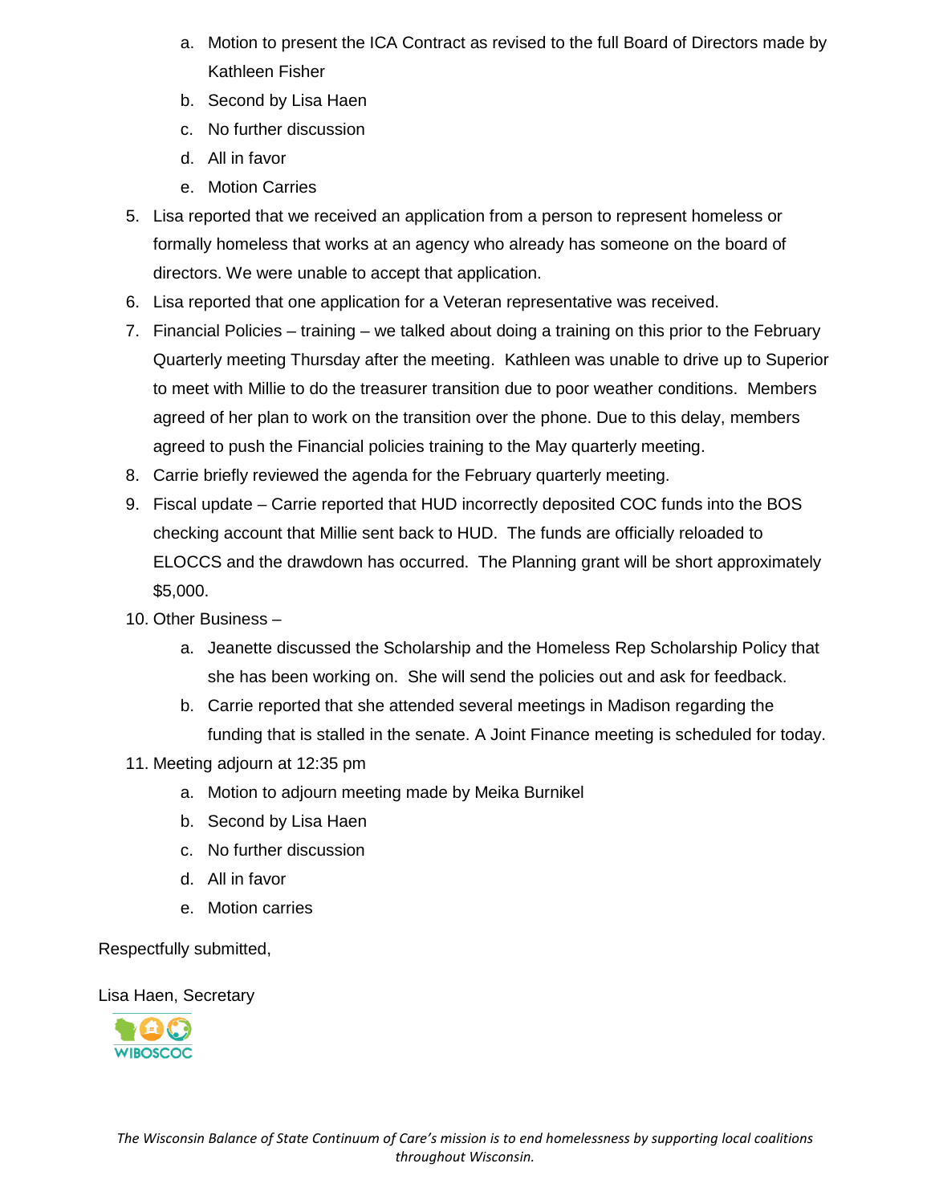a. Motion to present the ICA Contract as revised to the full Board of Directors made by Kathleen Fisher
   b. Second by Lisa Haen
   c. No further discussion
   d. All in favor
   e. Motion Carries

5. Lisa reported that we received an application from a person to represent homeless or formally homeless that works at an agency who already has someone on the board of directors. We were unable to accept that application.
6. Lisa reported that one application for a Veteran representative was received.
7. Financial Policies – training – we talked about doing a training on this prior to the February Quarterly meeting Thursday after the meeting. Kathleen was unable to drive up to Superior to meet with Millie to do the treasurer transition due to poor weather conditions. Members agreed of her plan to work on the transition over the phone. Due to this delay, members agreed to push the Financial policies training to the May quarterly meeting.
8. Carrie briefly reviewed the agenda for the February quarterly meeting.
9. Fiscal update – Carrie reported that HUD incorrectly deposited COC funds into the BOS checking account that Millie sent back to HUD. The funds are officially reloaded to ELOCCS and the drawdown has occurred. The Planning grant will be short approximately $5,000.
10. Other Business –
    a. Jeanette discussed the Scholarship and the Homeless Rep Scholarship Policy that she has been working on. She will send the policies out and ask for feedback.
    b. Carrie reported that she attended several meetings in Madison regarding the funding that is stalled in the senate. A Joint Finance meeting is scheduled for today.
11. Meeting adjourn at 12:35 pm
    a. Motion to adjourn meeting made by Meika Burnikel
    b. Second by Lisa Haen
    c. No further discussion
    d. All in favor
    e. Motion carries

Respectfully submitted,

Lisa Haen, Secretary

WIBOSCOC

*The Wisconsin Balance of State Continuum of Care's mission is to end homelessness by supporting local coalitions throughout Wisconsin.*